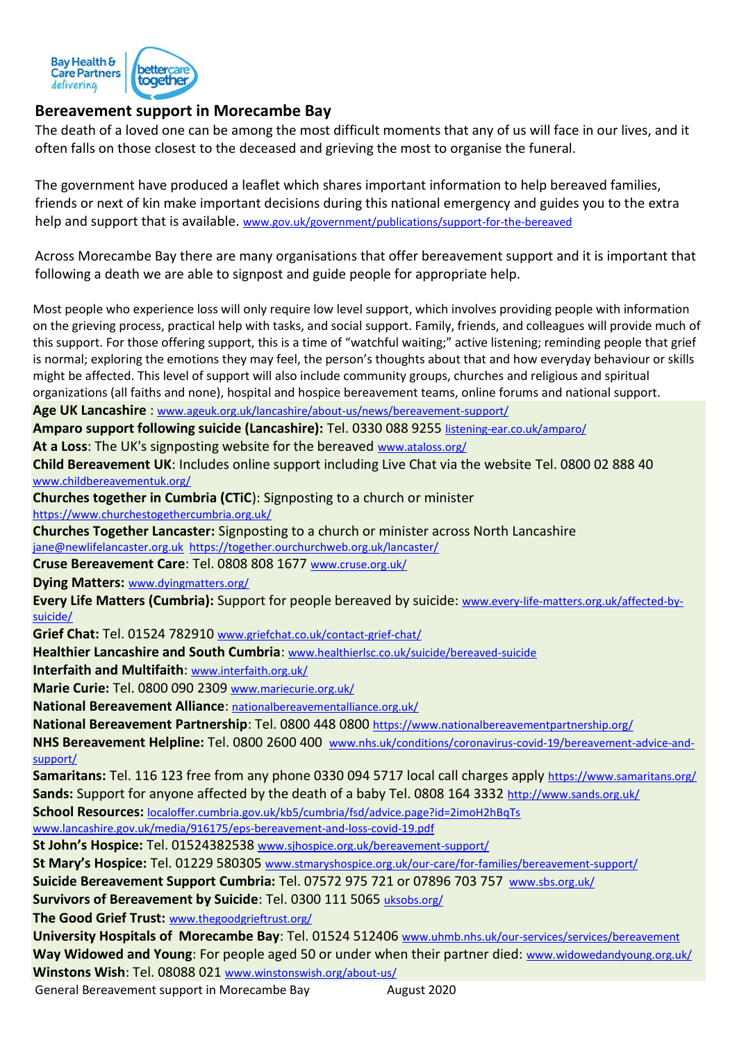## Bereavement support in Morecambe Bay

The death of a loved one can be among the most difficult moments that any of us will face in our lives, and it often falls on those closest to the deceased and grieving the most to organise the funeral.

The government have produced a leaflet which shares important information to help bereaved families, friends or next of kin make important decisions during this national emergency and guides you to the extra help and support that is available. www.gov.uk/government/publications/support-for-the-bereaved

Across Morecambe Bay there are many organisations that offer bereavement support and it is important that following a death we are able to signpost and guide people for appropriate help.

Most people who experience loss will only require low level support, which involves providing people with information on the grieving process, practical help with tasks, and social support. Family, friends, and colleagues will provide much of this support. For those offering support, this is a time of "watchful waiting;" active listening; reminding people that grief is normal; exploring the emotions they may feel, the person's thoughts about that and how everyday behaviour or skills might be affected. This level of support will also include community groups, churches and religious and spiritual organizations (all faiths and none), hospital and hospice bereavement teams, online forums and national support.

**Age UK Lancashire** : www.ageuk.org.uk/lancashire/about-us/news/bereavement-support/
**Amparo support following suicide (Lancashire):** Tel. 0330 088 9255 listening-ear.co.uk/amparo/
**At a Loss**: The UK's signposting website for the bereaved www.ataloss.org/
**Child Bereavement UK**: Includes online support including Live Chat via the website Tel. 0800 02 888 40 www.childbereavementuk.org/
**Churches together in Cumbria (CTiC)**: Signposting to a church or minister https://www.churchestogethercumbria.org.uk/
**Churches Together Lancaster:** Signposting to a church or minister across North Lancashire jane@newlifelancaster.org.uk https://together.ourchurchweb.org.uk/lancaster/
**Cruse Bereavement Care**: Tel. 0808 808 1677 www.cruse.org.uk/
**Dying Matters:** www.dyingmatters.org/
**Every Life Matters (Cumbria):** Support for people bereaved by suicide: www.every-life-matters.org.uk/affected-by-suicide/
**Grief Chat:** Tel. 01524 782910 www.griefchat.co.uk/contact-grief-chat/
**Healthier Lancashire and South Cumbria**: www.healthierlsc.co.uk/suicide/bereaved-suicide
**Interfaith and Multifaith**: www.interfaith.org.uk/
**Marie Curie:** Tel. 0800 090 2309 www.mariecurie.org.uk/
**National Bereavement Alliance**: nationalbereavementalliance.org.uk/
**National Bereavement Partnership**: Tel. 0800 448 0800 https://www.nationalbereavementpartnership.org/
**NHS Bereavement Helpline:** Tel. 0800 2600 400 www.nhs.uk/conditions/coronavirus-covid-19/bereavement-advice-and-support/
**Samaritans:** Tel. 116 123 free from any phone 0330 094 5717 local call charges apply https://www.samaritans.org/
**Sands:** Support for anyone affected by the death of a baby Tel. 0808 164 3332 http://www.sands.org.uk/
**School Resources:** localoffer.cumbria.gov.uk/kb5/cumbria/fsd/advice.page?id=2imoH2hBqTs www.lancashire.gov.uk/media/916175/eps-bereavement-and-loss-covid-19.pdf
**St John's Hospice:** Tel. 01524382538 www.sjhospice.org.uk/bereavement-support/
**St Mary's Hospice:** Tel. 01229 580305 www.stmaryshospice.org.uk/our-care/for-families/bereavement-support/
**Suicide Bereavement Support Cumbria:** Tel. 07572 975 721 or 07896 703 757 www.sbs.org.uk/
**Survivors of Bereavement by Suicide:** Tel. 0300 111 5065 uksobs.org/
**The Good Grief Trust:** www.thegoodgrieftrust.org/
**University Hospitals of Morecambe Bay**: Tel. 01524 512406 www.uhmb.nhs.uk/our-services/services/bereavement
**Way Widowed and Young**: For people aged 50 or under when their partner died: www.widowedandyoung.org.uk/
**Winstons Wish**: Tel. 08088 021 www.winstonswish.org/about-us/

General Bereavement support in Morecambe Bay August 2020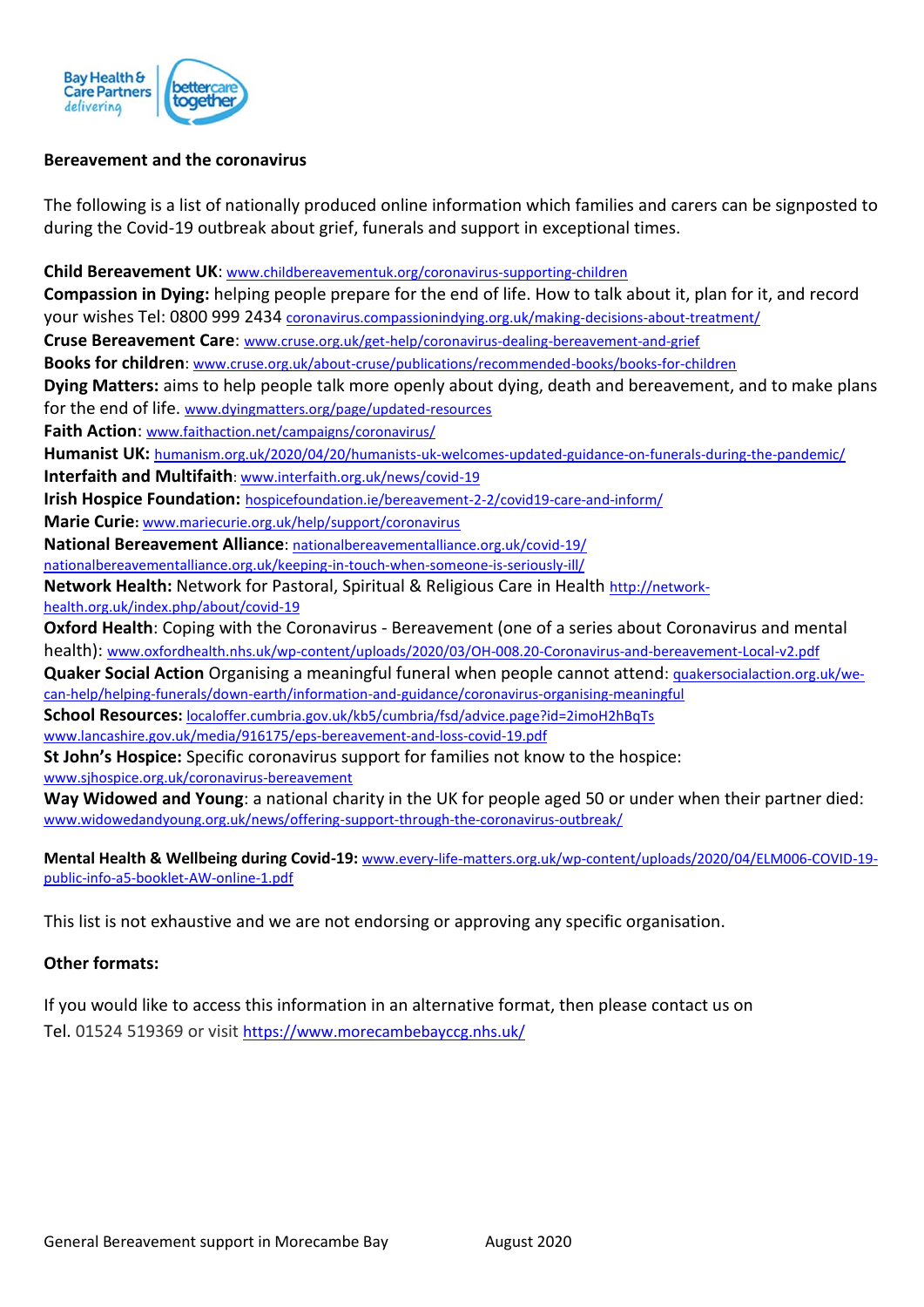**Bereavement and the coronavirus**

The following is a list of nationally produced online information which families and carers can be signposted to during the Covid-19 outbreak about grief, funerals and support in exceptional times.

**Child Bereavement UK**: www.childbereavementuk.org/coronavirus-supporting-children
**Compassion in Dying:** helping people prepare for the end of life. How to talk about it, plan for it, and record your wishes Tel: 0800 999 2434 coronavirus.compassionindying.org.uk/making-decisions-about-treatment/
**Cruse Bereavement Care**: www.cruse.org.uk/get-help/coronavirus-dealing-bereavement-and-grief
**Books for children**: www.cruse.org.uk/about-cruse/publications/recommended-books/books-for-children
**Dying Matters:** aims to help people talk more openly about dying, death and bereavement, and to make plans for the end of life. www.dyingmatters.org/page/updated-resources
**Faith Action**: www.faithaction.net/campaigns/coronavirus/
**Humanist UK:** humanism.org.uk/2020/04/20/humanists-uk-welcomes-updated-guidance-on-funerals-during-the-pandemic/
**Interfaith and Multifaith**: www.interfaith.org.uk/news/covid-19
**Irish Hospice Foundation:** hospicefoundation.ie/bereavement-2-2/covid19-care-and-inform/
**Marie Curie:** www.mariecurie.org.uk/help/support/coronavirus
**National Bereavement Alliance**: nationalbereavementalliance.org.uk/covid-19/
nationalbereavementalliance.org.uk/keeping-in-touch-when-someone-is-seriously-ill/
**Network Health:** Network for Pastoral, Spiritual & Religious Care in Health http://network-health.org.uk/index.php/about/covid-19
**Oxford Health**: Coping with the Coronavirus - Bereavement (one of a series about Coronavirus and mental health): www.oxfordhealth.nhs.uk/wp-content/uploads/2020/03/OH-008.20-Coronavirus-and-bereavement-Local-v2.pdf
**Quaker Social Action** Organising a meaningful funeral when people cannot attend: quakersocialaction.org.uk/we-can-help/helping-funerals/down-earth/information-and-guidance/coronavirus-organising-meaningful
**School Resources:** localoffer.cumbria.gov.uk/kb5/cumbria/fsd/advice.page?id=2imoH2hBqTs
www.lancashire.gov.uk/media/916175/eps-bereavement-and-loss-covid-19.pdf
**St John's Hospice:** Specific coronavirus support for families not know to the hospice: www.sjhospice.org.uk/coronavirus-bereavement
**Way Widowed and Young**: a national charity in the UK for people aged 50 or under when their partner died: www.widowedandyoung.org.uk/news/offering-support-through-the-coronavirus-outbreak/

**Mental Health & Wellbeing during Covid-19:** www.every-life-matters.org.uk/wp-content/uploads/2020/04/ELM006-COVID-19-public-info-a5-booklet-AW-online-1.pdf

This list is not exhaustive and we are not endorsing or approving any specific organisation.

**Other formats:**

If you would like to access this information in an alternative format, then please contact us on Tel. 01524 519369 or visit https://www.morecambebayccg.nhs.uk/